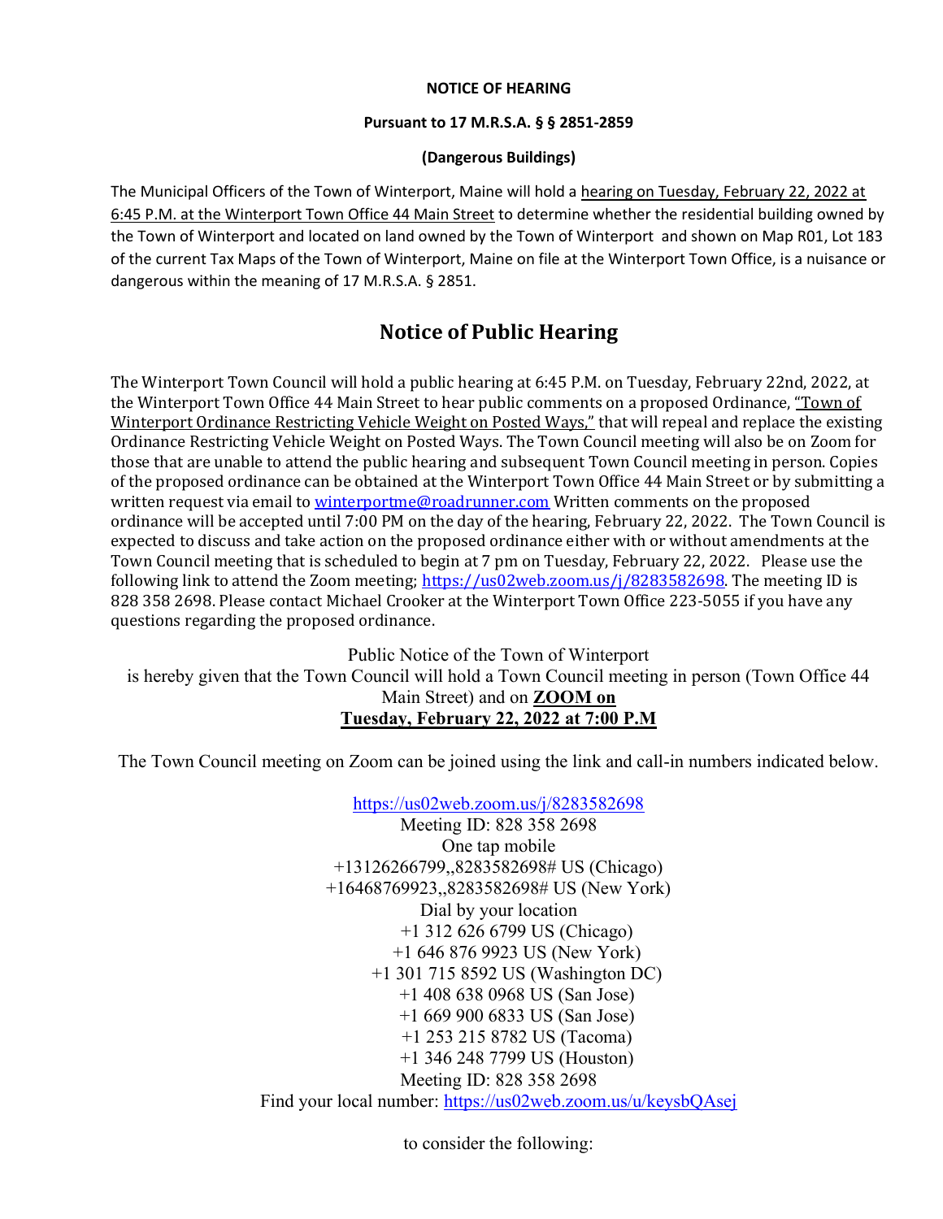**NOTICE OF HEARING**

**Pursuant to 17 M.R.S.A. § § 2851-2859**

**(Dangerous Buildings)**

The Municipal Officers of the Town of Winterport, Maine will hold a hearing on Tuesday, February 22, 2022 at 6:45 P.M. at the Winterport Town Office 44 Main Street to determine whether the residential building owned by the Town of Winterport and located on land owned by the Town of Winterport and shown on Map R01, Lot 183 of the current Tax Maps of the Town of Winterport, Maine on file at the Winterport Town Office, is a nuisance or dangerous within the meaning of 17 M.R.S.A. § 2851.

## Notice of Public Hearing

The Winterport Town Council will hold a public hearing at 6:45 P.M. on Tuesday, February 22nd, 2022, at the Winterport Town Office 44 Main Street to hear public comments on a proposed Ordinance, "Town of Winterport Ordinance Restricting Vehicle Weight on Posted Ways," that will repeal and replace the existing Ordinance Restricting Vehicle Weight on Posted Ways. The Town Council meeting will also be on Zoom for those that are unable to attend the public hearing and subsequent Town Council meeting in person. Copies of the proposed ordinance can be obtained at the Winterport Town Office 44 Main Street or by submitting a written request via email to winterportme@roadrunner.com Written comments on the proposed ordinance will be accepted until 7:00 PM on the day of the hearing, February 22, 2022. The Town Council is expected to discuss and take action on the proposed ordinance either with or without amendments at the Town Council meeting that is scheduled to begin at 7 pm on Tuesday, February 22, 2022. Please use the following link to attend the Zoom meeting; https://us02web.zoom.us/j/8283582698. The meeting ID is 828 358 2698. Please contact Michael Crooker at the Winterport Town Office 223-5055 if you have any questions regarding the proposed ordinance.

Public Notice of the Town of Winterport
is hereby given that the Town Council will hold a Town Council meeting in person (Town Office 44 Main Street) and on **ZOOM on**
**Tuesday, February 22, 2022 at 7:00 P.M**

The Town Council meeting on Zoom can be joined using the link and call-in numbers indicated below.

https://us02web.zoom.us/j/8283582698
Meeting ID: 828 358 2698
One tap mobile
+13126266799,,8283582698# US (Chicago)
+16468769923,,8283582698# US (New York)
Dial by your location
+1 312 626 6799 US (Chicago)
+1 646 876 9923 US (New York)
+1 301 715 8592 US (Washington DC)
+1 408 638 0968 US (San Jose)
+1 669 900 6833 US (San Jose)
+1 253 215 8782 US (Tacoma)
+1 346 248 7799 US (Houston)
Meeting ID: 828 358 2698
Find your local number: https://us02web.zoom.us/u/keysbQAsej

to consider the following: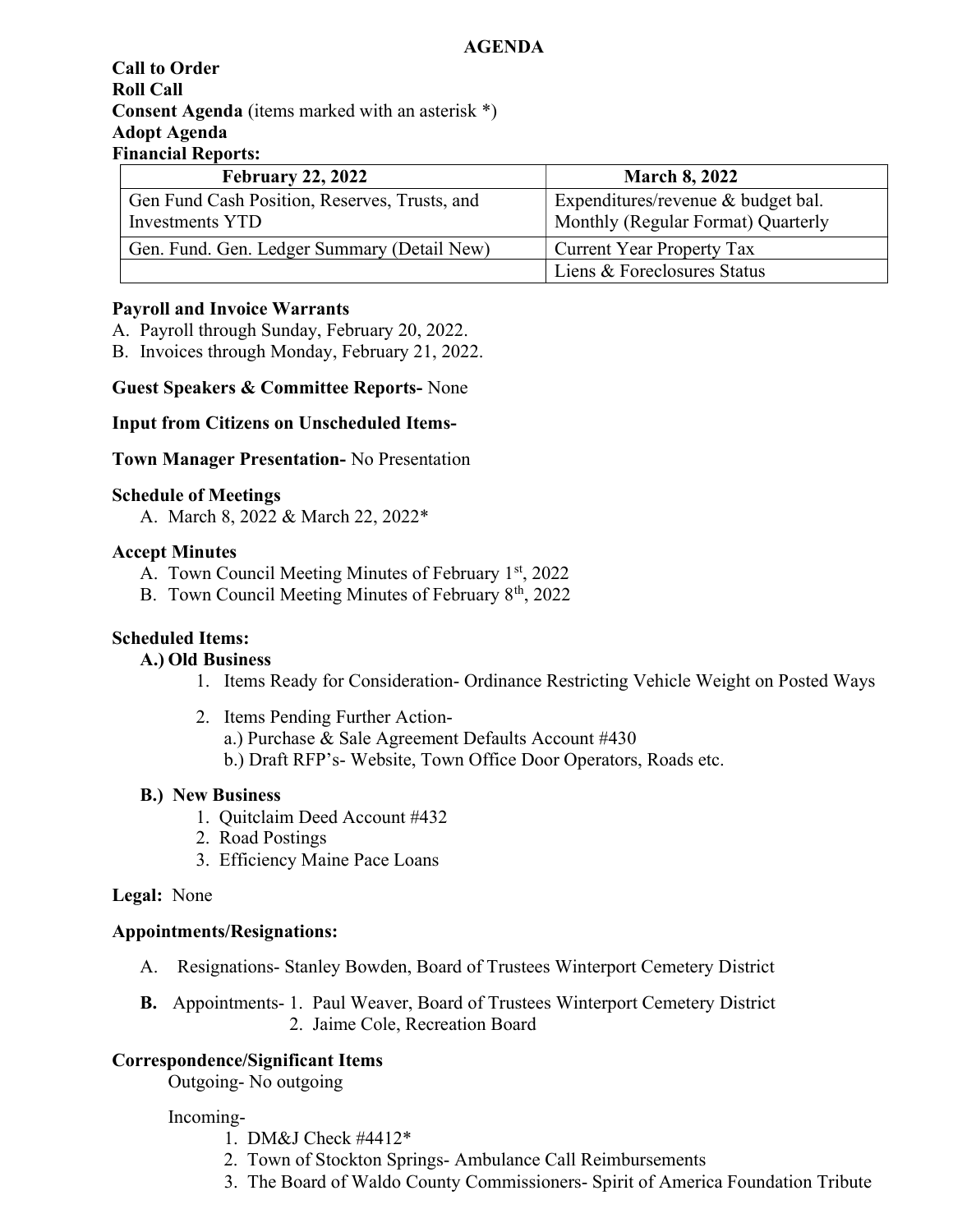# AGENDA

**Call to Order**
**Roll Call**
**Consent Agenda** (items marked with an asterisk *)
**Adopt Agenda**
**Financial Reports:**

| February 22, 2022 | March 8, 2022 |
|---|---|
| Gen Fund Cash Position, Reserves, Trusts, and Investments YTD | Expenditures/revenue & budget bal. Monthly (Regular Format) Quarterly |
| Gen. Fund. Gen. Ledger Summary (Detail New) | Current Year Property Tax |
| | Liens & Foreclosures Status |

**Payroll and Invoice Warrants**

A. Payroll through Sunday, February 20, 2022.
B. Invoices through Monday, February 21, 2022.

**Guest Speakers & Committee Reports-** None

**Input from Citizens on Unscheduled Items-**

**Town Manager Presentation-** No Presentation

**Schedule of Meetings**

A. March 8, 2022 & March 22, 2022*

**Accept Minutes**

A. Town Council Meeting Minutes of February 1st, 2022
B. Town Council Meeting Minutes of February 8th, 2022

**Scheduled Items:**

**A.) Old Business**

1. Items Ready for Consideration- Ordinance Restricting Vehicle Weight on Posted Ways

2. Items Pending Further Action-
   a.) Purchase & Sale Agreement Defaults Account #430
   b.) Draft RFP's- Website, Town Office Door Operators, Roads etc.

**B.) New Business**

1. Quitclaim Deed Account #432
2. Road Postings
3. Efficiency Maine Pace Loans

**Legal:** None

**Appointments/Resignations:**

A. Resignations- Stanley Bowden, Board of Trustees Winterport Cemetery District

**B.** Appointments- 1. Paul Weaver, Board of Trustees Winterport Cemetery District
2. Jaime Cole, Recreation Board

**Correspondence/Significant Items**

Outgoing- No outgoing

Incoming-

1. DM&J Check #4412*
2. Town of Stockton Springs- Ambulance Call Reimbursements
3. The Board of Waldo County Commissioners- Spirit of America Foundation Tribute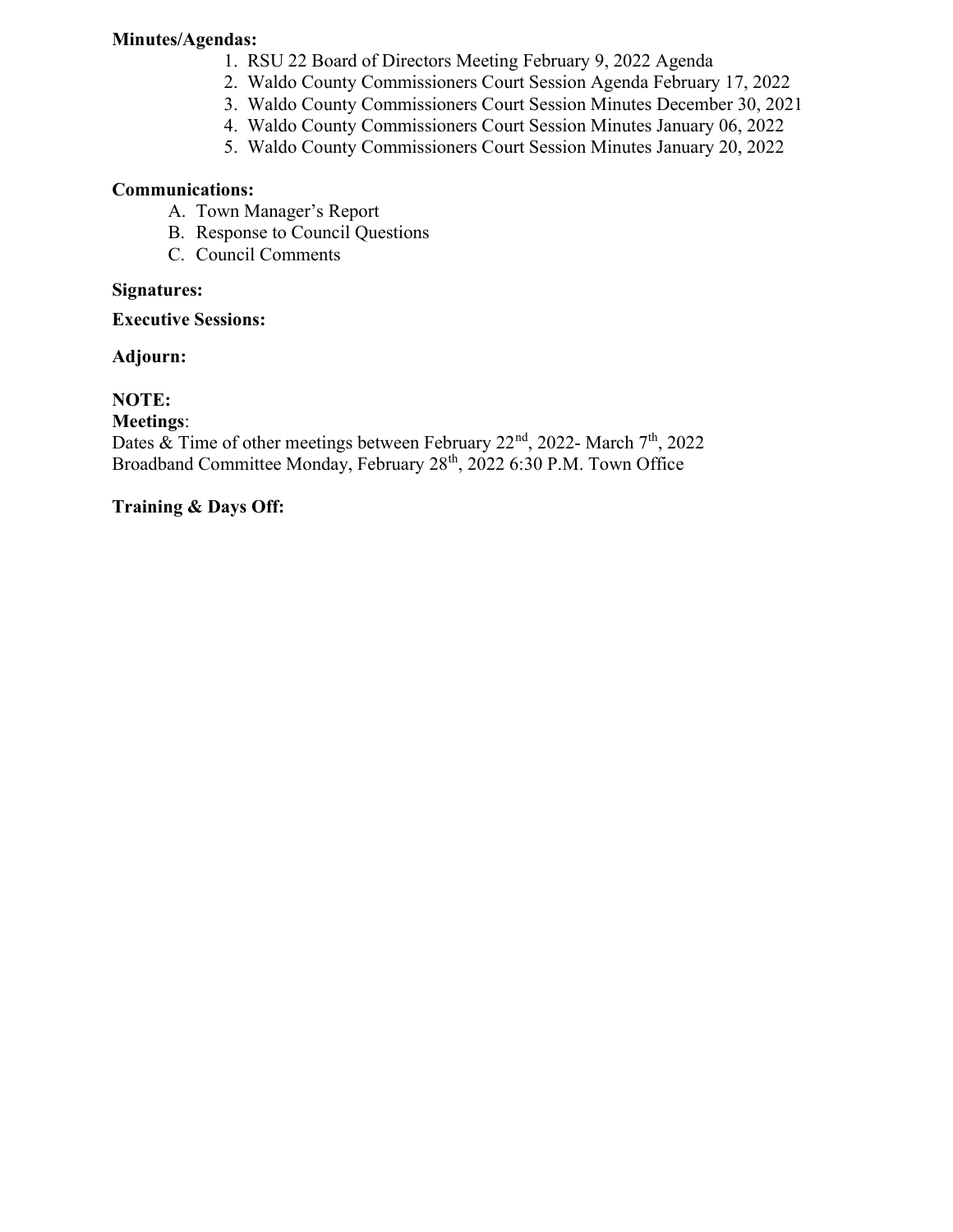**Minutes/Agendas:**

1. RSU 22 Board of Directors Meeting February 9, 2022 Agenda
2. Waldo County Commissioners Court Session Agenda February 17, 2022
3. Waldo County Commissioners Court Session Minutes December 30, 2021
4. Waldo County Commissioners Court Session Minutes January 06, 2022
5. Waldo County Commissioners Court Session Minutes January 20, 2022

**Communications:**

A. Town Manager's Report
B. Response to Council Questions
C. Council Comments

**Signatures:**

**Executive Sessions:**

**Adjourn:**

**NOTE:**

**Meetings**:
Dates & Time of other meetings between February 22nd, 2022- March 7th, 2022
Broadband Committee Monday, February 28th, 2022 6:30 P.M. Town Office

**Training & Days Off:**